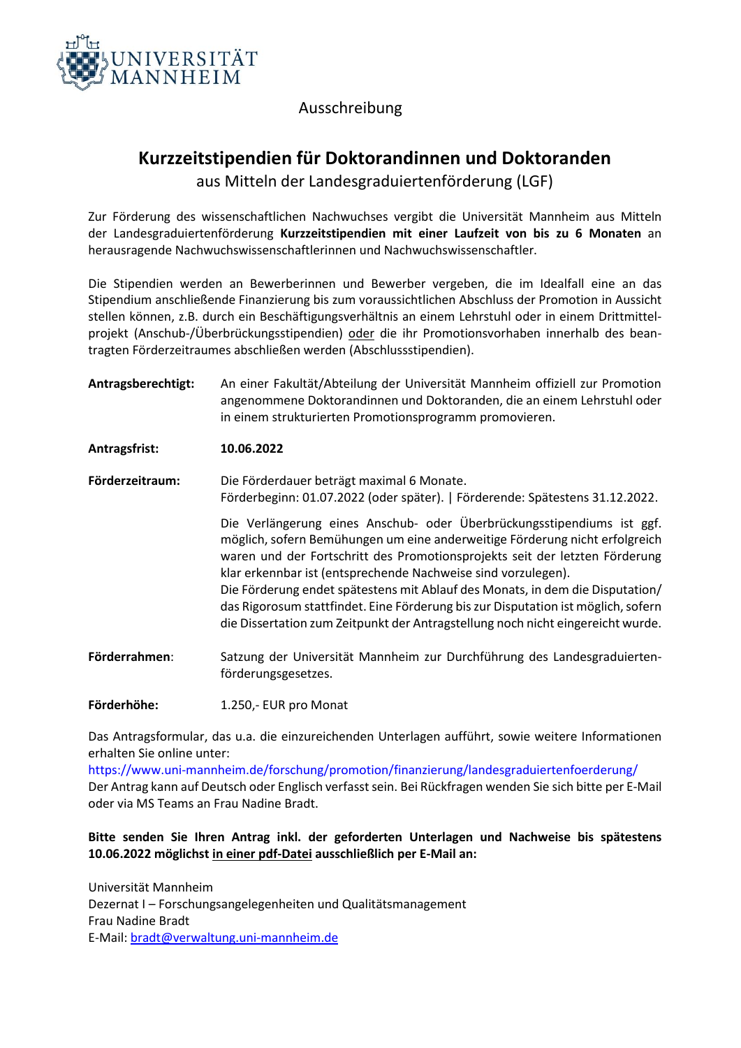Ausschreibung

# Kurzzeitstipendien für Doktorandinnen und Doktoranden

aus Mitteln der Landesgraduiertenförderung (LGF)

Zur Förderung des wissenschaftlichen Nachwuchses vergibt die Universität Mannheim aus Mitteln der Landesgraduiertenförderung **Kurzzeitstipendien mit einer Laufzeit von bis zu 6 Monaten** an herausragende Nachwuchswissenschaftlerinnen und Nachwuchswissenschaftler.

Die Stipendien werden an Bewerberinnen und Bewerber vergeben, die im Idealfall eine an das Stipendium anschließende Finanzierung bis zum voraussichtlichen Abschluss der Promotion in Aussicht stellen können, z.B. durch ein Beschäftigungsverhältnis an einem Lehrstuhl oder in einem Drittmittelprojekt (Anschub-/Überbrückungsstipendien) oder die ihr Promotionsvorhaben innerhalb des beantragten Förderzeitraumes abschließen werden (Abschlussstipendien).

**Antragsberechtigt:** An einer Fakultät/Abteilung der Universität Mannheim offiziell zur Promotion angenommene Doktorandinnen und Doktoranden, die an einem Lehrstuhl oder in einem strukturierten Promotionsprogramm promovieren.

**Antragsfrist:** **10.06.2022**

**Förderzeitraum:** Die Förderdauer beträgt maximal 6 Monate.
Förderbeginn: 01.07.2022 (oder später). | Förderende: Spätestens 31.12.2022.

Die Verlängerung eines Anschub- oder Überbrückungsstipendiums ist ggf. möglich, sofern Bemühungen um eine anderweitige Förderung nicht erfolgreich waren und der Fortschritt des Promotionsprojekts seit der letzten Förderung klar erkennbar ist (entsprechende Nachweise sind vorzulegen).
Die Förderung endet spätestens mit Ablauf des Monats, in dem die Disputation/ das Rigorosum stattfindet. Eine Förderung bis zur Disputation ist möglich, sofern die Dissertation zum Zeitpunkt der Antragstellung noch nicht eingereicht wurde.

**Förderrahmen**: Satzung der Universität Mannheim zur Durchführung des Landesgraduiertenförderungsgesetzes.

**Förderhöhe:** 1.250,- EUR pro Monat

Das Antragsformular, das u.a. die einzureichenden Unterlagen aufführt, sowie weitere Informationen erhalten Sie online unter:
https://www.uni-mannheim.de/forschung/promotion/finanzierung/landesgraduiertenfoerderung/
Der Antrag kann auf Deutsch oder Englisch verfasst sein. Bei Rückfragen wenden Sie sich bitte per E-Mail oder via MS Teams an Frau Nadine Bradt.

**Bitte senden Sie Ihren Antrag inkl. der geforderten Unterlagen und Nachweise bis spätestens 10.06.2022 möglichst in einer pdf-Datei ausschließlich per E-Mail an:**

Universität Mannheim
Dezernat I – Forschungsangelegenheiten und Qualitätsmanagement
Frau Nadine Bradt
E-Mail: bradt@verwaltung.uni-mannheim.de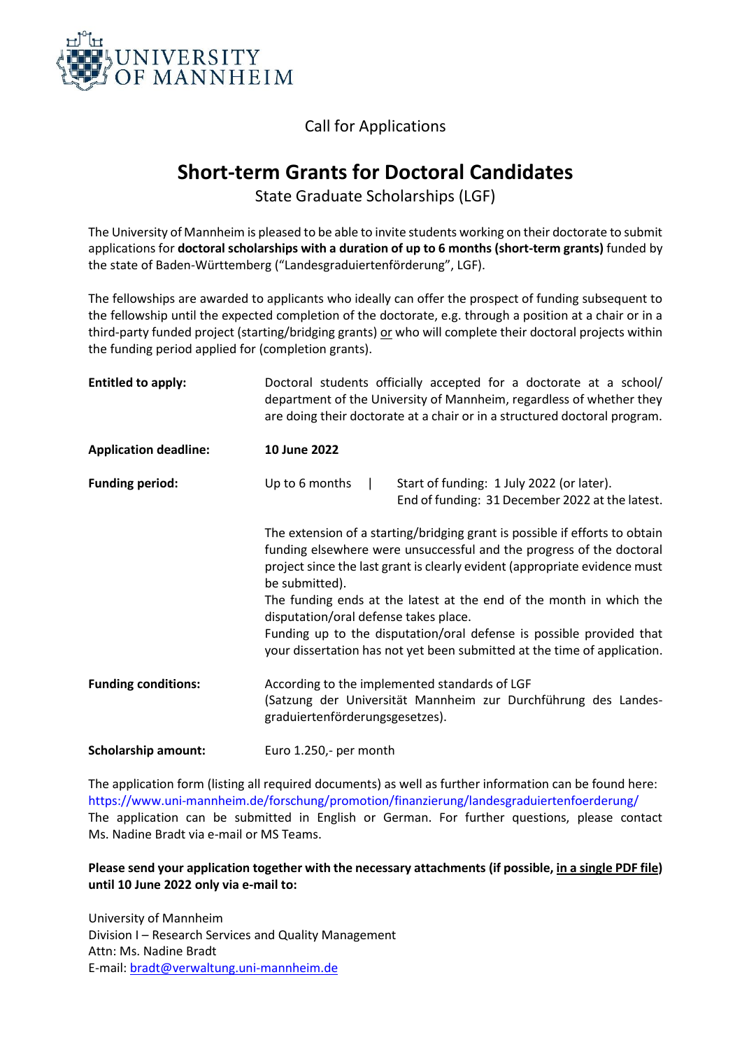UNIVERSITY OF MANNHEIM

Call for Applications

# Short-term Grants for Doctoral Candidates

State Graduate Scholarships (LGF)

The University of Mannheim is pleased to be able to invite students working on their doctorate to submit applications for **doctoral scholarships with a duration of up to 6 months (short-term grants)** funded by the state of Baden-Württemberg ("Landesgraduiertenförderung", LGF).

The fellowships are awarded to applicants who ideally can offer the prospect of funding subsequent to the fellowship until the expected completion of the doctorate, e.g. through a position at a chair or in a third-party funded project (starting/bridging grants) or who will complete their doctoral projects within the funding period applied for (completion grants).

**Entitled to apply:** Doctoral students officially accepted for a doctorate at a school/ department of the University of Mannheim, regardless of whether they are doing their doctorate at a chair or in a structured doctoral program.

**Application deadline:** **10 June 2022**

**Funding period:** Up to 6 months | Start of funding: 1 July 2022 (or later). End of funding: 31 December 2022 at the latest.

The extension of a starting/bridging grant is possible if efforts to obtain funding elsewhere were unsuccessful and the progress of the doctoral project since the last grant is clearly evident (appropriate evidence must be submitted).
The funding ends at the latest at the end of the month in which the disputation/oral defense takes place.
Funding up to the disputation/oral defense is possible provided that your dissertation has not yet been submitted at the time of application.

**Funding conditions:** According to the implemented standards of LGF (Satzung der Universität Mannheim zur Durchführung des Landesgraduiertenförderungsgesetzes).

**Scholarship amount:** Euro 1.250,- per month

The application form (listing all required documents) as well as further information can be found here: https://www.uni-mannheim.de/forschung/promotion/finanzierung/landesgraduiertenfoerderung/
The application can be submitted in English or German. For further questions, please contact Ms. Nadine Bradt via e-mail or MS Teams.

**Please send your application together with the necessary attachments (if possible, in a single PDF file) until 10 June 2022 only via e-mail to:**

University of Mannheim
Division I – Research Services and Quality Management
Attn: Ms. Nadine Bradt
E-mail: bradt@verwaltung.uni-mannheim.de